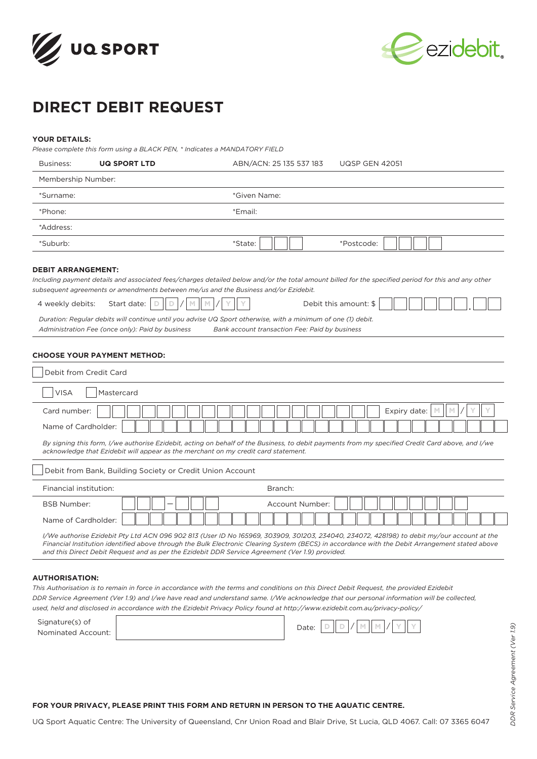UQ SPORT

ezidebit

# DIRECT DEBIT REQUEST

## YOUR DETAILS:

*Please complete this form using a BLACK PEN, * Indicates a MANDATORY FIELD*

| | | | |
|---|---|---|---|
| Business: **UQ SPORT LTD** | | ABN/ACN: 25 135 537 183 | UQSP GEN 42051 |
| Membership Number: | | | |
| *Surname: | | *Given Name: | |
| *Phone: | | *Email: | |
| *Address: | | | |
| *Suburb: | | *State: | *Postcode: |

## DEBIT ARRANGEMENT:

*Including payment details and associated fees/charges detailed below and/or the total amount billed for the specified period for this and any other subsequent agreements or amendments between me/us and the Business and/or Ezidebit.*

4 weekly debits: Start date: D D / M M / Y Y Debit this amount: $ ______ . __

*Duration: Regular debits will continue until you advise UQ Sport otherwise, with a minimum of one (1) debit.*

*Administration Fee (once only): Paid by business* *Bank account transaction Fee: Paid by business*

## CHOOSE YOUR PAYMENT METHOD:

☐ Debit from Credit Card

☐ VISA ☐ Mastercard

Card number: Expiry date: M M / Y Y

Name of Cardholder:

*By signing this form, I/we authorise Ezidebit, acting on behalf of the Business, to debit payments from my specified Credit Card above, and I/we acknowledge that Ezidebit will appear as the merchant on my credit card statement.*

☐ Debit from Bank, Building Society or Credit Union Account

Financial institution: Branch:

BSB Number: – Account Number:

Name of Cardholder:

*I/We authorise Ezidebit Pty Ltd ACN 096 902 813 (User ID No 165969, 303909, 301203, 234040, 234072, 428198) to debit my/our account at the Financial Institution identified above through the Bulk Electronic Clearing System (BECS) in accordance with the Debit Arrangement stated above and this Direct Debit Request and as per the Ezidebit DDR Service Agreement (Ver 1.9) provided.*

## AUTHORISATION:

*This Authorisation is to remain in force in accordance with the terms and conditions on this Direct Debit Request, the provided Ezidebit DDR Service Agreement (Ver 1.9) and I/we have read and understand same. I/We acknowledge that our personal information will be collected, used, held and disclosed in accordance with the Ezidebit Privacy Policy found at http://www.ezidebit.com.au/privacy-policy/*

Signature(s) of Nominated Account: Date: D D / M M / Y Y

**FOR YOUR PRIVACY, PLEASE PRINT THIS FORM AND RETURN IN PERSON TO THE AQUATIC CENTRE.**

UQ Sport Aquatic Centre: The University of Queensland, Cnr Union Road and Blair Drive, St Lucia, QLD 4067. Call: 07 3365 6047

*DDR Service Agreement (Ver 1.9)*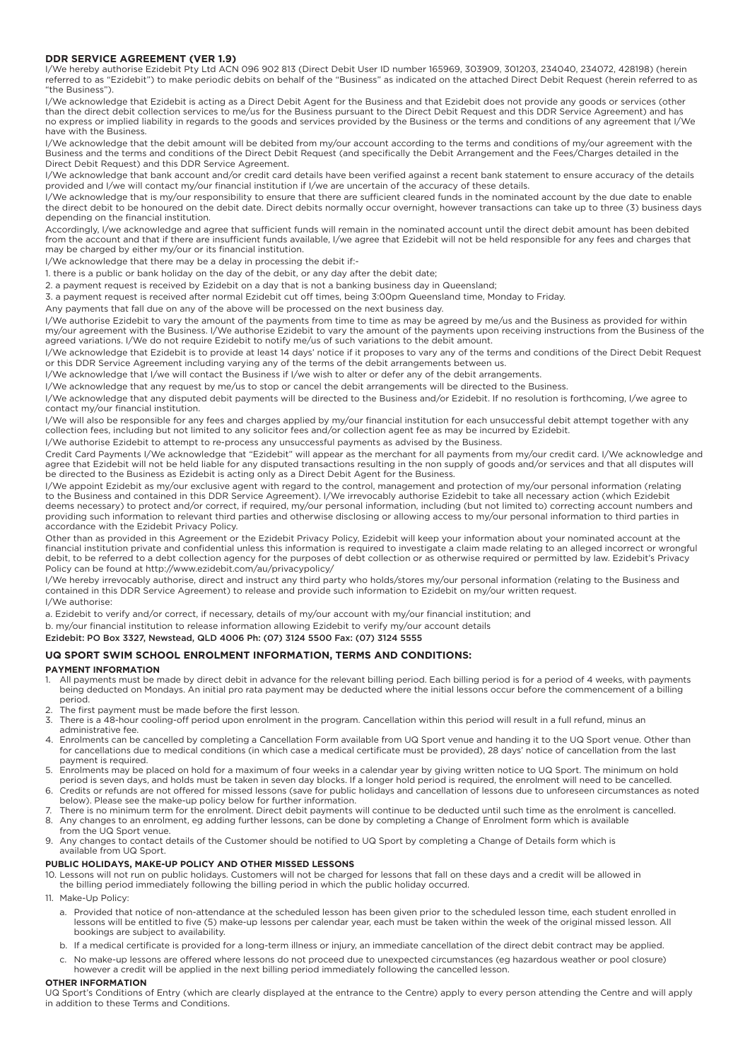## DDR SERVICE AGREEMENT (VER 1.9)

I/We hereby authorise Ezidebit Pty Ltd ACN 096 902 813 (Direct Debit User ID number 165969, 303909, 301203, 234040, 234072, 428198) (herein referred to as "Ezidebit") to make periodic debits on behalf of the "Business" as indicated on the attached Direct Debit Request (herein referred to as "the Business").

I/We acknowledge that Ezidebit is acting as a Direct Debit Agent for the Business and that Ezidebit does not provide any goods or services (other than the direct debit collection services to me/us for the Business pursuant to the Direct Debit Request and this DDR Service Agreement) and has no express or implied liability in regards to the goods and services provided by the Business or the terms and conditions of any agreement that I/We have with the Business.

I/We acknowledge that the debit amount will be debited from my/our account according to the terms and conditions of my/our agreement with the Business and the terms and conditions of the Direct Debit Request (and specifically the Debit Arrangement and the Fees/Charges detailed in the Direct Debit Request) and this DDR Service Agreement.

I/We acknowledge that bank account and/or credit card details have been verified against a recent bank statement to ensure accuracy of the details provided and I/we will contact my/our financial institution if I/we are uncertain of the accuracy of these details.

I/We acknowledge that is my/our responsibility to ensure that there are sufficient cleared funds in the nominated account by the due date to enable the direct debit to be honoured on the debit date. Direct debits normally occur overnight, however transactions can take up to three (3) business days depending on the financial institution.

Accordingly, I/we acknowledge and agree that sufficient funds will remain in the nominated account until the direct debit amount has been debited from the account and that if there are insufficient funds available, I/we agree that Ezidebit will not be held responsible for any fees and charges that may be charged by either my/our or its financial institution.

I/We acknowledge that there may be a delay in processing the debit if:-

1. there is a public or bank holiday on the day of the debit, or any day after the debit date;
2. a payment request is received by Ezidebit on a day that is not a banking business day in Queensland;
3. a payment request is received after normal Ezidebit cut off times, being 3:00pm Queensland time, Monday to Friday.

Any payments that fall due on any of the above will be processed on the next business day.

I/We authorise Ezidebit to vary the amount of the payments from time to time as may be agreed by me/us and the Business as provided for within my/our agreement with the Business. I/We authorise Ezidebit to vary the amount of the payments upon receiving instructions from the Business of the agreed variations. I/We do not require Ezidebit to notify me/us of such variations to the debit amount.

I/We acknowledge that Ezidebit is to provide at least 14 days' notice if it proposes to vary any of the terms and conditions of the Direct Debit Request or this DDR Service Agreement including varying any of the terms of the debit arrangements between us.

I/We acknowledge that I/we will contact the Business if I/we wish to alter or defer any of the debit arrangements.

I/We acknowledge that any request by me/us to stop or cancel the debit arrangements will be directed to the Business.

I/We acknowledge that any disputed debit payments will be directed to the Business and/or Ezidebit. If no resolution is forthcoming, I/we agree to contact my/our financial institution.

I/We will also be responsible for any fees and charges applied by my/our financial institution for each unsuccessful debit attempt together with any collection fees, including but not limited to any solicitor fees and/or collection agent fee as may be incurred by Ezidebit.

I/We authorise Ezidebit to attempt to re-process any unsuccessful payments as advised by the Business.

Credit Card Payments I/We acknowledge that "Ezidebit" will appear as the merchant for all payments from my/our credit card. I/We acknowledge and agree that Ezidebit will not be held liable for any disputed transactions resulting in the non supply of goods and/or services and that all disputes will be directed to the Business as Ezidebit is acting only as a Direct Debit Agent for the Business.

I/We appoint Ezidebit as my/our exclusive agent with regard to the control, management and protection of my/our personal information (relating to the Business and contained in this DDR Service Agreement). I/We irrevocably authorise Ezidebit to take all necessary action (which Ezidebit deems necessary) to protect and/or correct, if required, my/our personal information, including (but not limited to) correcting account numbers and providing such information to relevant third parties and otherwise disclosing or allowing access to my/our personal information to third parties in accordance with the Ezidebit Privacy Policy.

Other than as provided in this Agreement or the Ezidebit Privacy Policy, Ezidebit will keep your information about your nominated account at the financial institution private and confidential unless this information is required to investigate a claim made relating to an alleged incorrect or wrongful debit, to be referred to a debt collection agency for the purposes of debt collection or as otherwise required or permitted by law. Ezidebit's Privacy Policy can be found at http://www.ezidebit.com/au/privacypolicy/

I/We hereby irrevocably authorise, direct and instruct any third party who holds/stores my/our personal information (relating to the Business and contained in this DDR Service Agreement) to release and provide such information to Ezidebit on my/our written request.

I/We authorise:

a. Ezidebit to verify and/or correct, if necessary, details of my/our account with my/our financial institution; and

b. my/our financial institution to release information allowing Ezidebit to verify my/our account details

**Ezidebit: PO Box 3327, Newstead, QLD 4006 Ph: (07) 3124 5500 Fax: (07) 3124 5555**

## UQ SPORT SWIM SCHOOL ENROLMENT INFORMATION, TERMS AND CONDITIONS:

### PAYMENT INFORMATION

1. All payments must be made by direct debit in advance for the relevant billing period. Each billing period is for a period of 4 weeks, with payments being deducted on Mondays. An initial pro rata payment may be deducted where the initial lessons occur before the commencement of a billing period.
2. The first payment must be made before the first lesson.
3. There is a 48-hour cooling-off period upon enrolment in the program. Cancellation within this period will result in a full refund, minus an administrative fee.
4. Enrolments can be cancelled by completing a Cancellation Form available from UQ Sport venue and handing it to the UQ Sport venue. Other than for cancellations due to medical conditions (in which case a medical certificate must be provided), 28 days' notice of cancellation from the last payment is required.
5. Enrolments may be placed on hold for a maximum of four weeks in a calendar year by giving written notice to UQ Sport. The minimum on hold period is seven days, and holds must be taken in seven day blocks. If a longer hold period is required, the enrolment will need to be cancelled.
6. Credits or refunds are not offered for missed lessons (save for public holidays and cancellation of lessons due to unforeseen circumstances as noted below). Please see the make-up policy below for further information.
7. There is no minimum term for the enrolment. Direct debit payments will continue to be deducted until such time as the enrolment is cancelled.
8. Any changes to an enrolment, eg adding further lessons, can be done by completing a Change of Enrolment form which is available from the UQ Sport venue.
9. Any changes to contact details of the Customer should be notified to UQ Sport by completing a Change of Details form which is available from UQ Sport.

### PUBLIC HOLIDAYS, MAKE-UP POLICY AND OTHER MISSED LESSONS

10. Lessons will not run on public holidays. Customers will not be charged for lessons that fall on these days and a credit will be allowed in the billing period immediately following the billing period in which the public holiday occurred.
11. Make-Up Policy:
    a. Provided that notice of non-attendance at the scheduled lesson has been given prior to the scheduled lesson time, each student enrolled in lessons will be entitled to five (5) make-up lessons per calendar year, each must be taken within the week of the original missed lesson. All bookings are subject to availability.
    b. If a medical certificate is provided for a long-term illness or injury, an immediate cancellation of the direct debit contract may be applied.
    c. No make-up lessons are offered where lessons do not proceed due to unexpected circumstances (eg hazardous weather or pool closure) however a credit will be applied in the next billing period immediately following the cancelled lesson.

### OTHER INFORMATION

UQ Sport's Conditions of Entry (which are clearly displayed at the entrance to the Centre) apply to every person attending the Centre and will apply in addition to these Terms and Conditions.